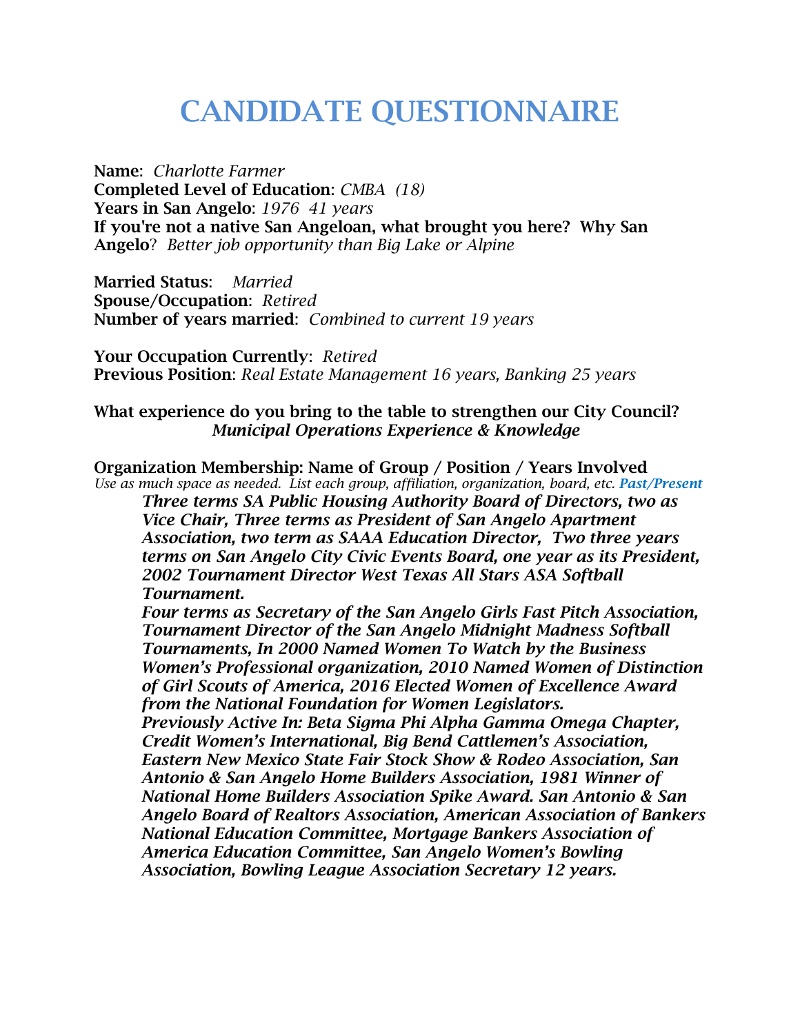# CANDIDATE QUESTIONNAIRE

**Name**: *Charlotte Farmer*
**Completed Level of Education**: *CMBA (18)*
**Years in San Angelo**: *1976 41 years*
**If you're not a native San Angeloan, what brought you here? Why San Angelo**? *Better job opportunity than Big Lake or Alpine*

**Married Status**: *Married*
**Spouse/Occupation**: *Retired*
**Number of years married**: *Combined to current 19 years*

**Your Occupation Currently**: *Retired*
**Previous Position**: *Real Estate Management 16 years, Banking 25 years*

What experience do you bring to the table to strengthen our City Council?
*Municipal Operations Experience & Knowledge*

Organization Membership: Name of Group / Position / Years Involved
*Use as much space as needed. List each group, affiliation, organization, board, etc.* ***Past/Present***

***Three terms SA Public Housing Authority Board of Directors, two as Vice Chair, Three terms as President of San Angelo Apartment Association, two term as SAAA Education Director, Two three years terms on San Angelo City Civic Events Board, one year as its President, 2002 Tournament Director West Texas All Stars ASA Softball Tournament.***

***Four terms as Secretary of the San Angelo Girls Fast Pitch Association, Tournament Director of the San Angelo Midnight Madness Softball Tournaments, In 2000 Named Women To Watch by the Business Women's Professional organization, 2010 Named Women of Distinction of Girl Scouts of America, 2016 Elected Women of Excellence Award from the National Foundation for Women Legislators.***

***Previously Active In: Beta Sigma Phi Alpha Gamma Omega Chapter, Credit Women's International, Big Bend Cattlemen's Association, Eastern New Mexico State Fair Stock Show & Rodeo Association, San Antonio & San Angelo Home Builders Association, 1981 Winner of National Home Builders Association Spike Award. San Antonio & San Angelo Board of Realtors Association, American Association of Bankers National Education Committee, Mortgage Bankers Association of America Education Committee, San Angelo Women's Bowling Association, Bowling League Association Secretary 12 years.***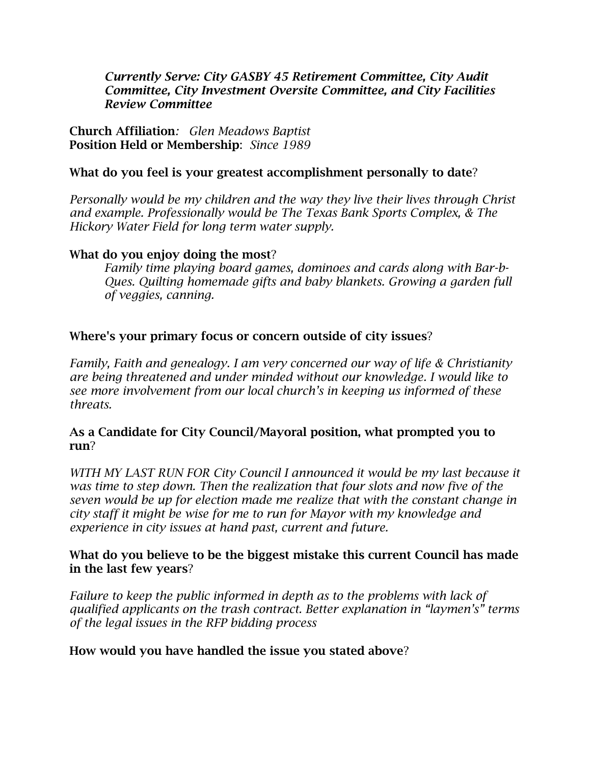***Currently Serve: City GASBY 45 Retirement Committee, City Audit Committee, City Investment Oversite Committee, and City Facilities Review Committee***

**Church Affiliation***:* *Glen Meadows Baptist*
**Position Held or Membership**: *Since 1989*

**What do you feel is your greatest accomplishment personally to date**?

*Personally would be my children and the way they live their lives through Christ and example. Professionally would be The Texas Bank Sports Complex, & The Hickory Water Field for long term water supply.*

**What do you enjoy doing the most**?

*Family time playing board games, dominoes and cards along with Bar-b-Ques. Quilting homemade gifts and baby blankets. Growing a garden full of veggies, canning.*

**Where's your primary focus or concern outside of city issues**?

*Family, Faith and genealogy. I am very concerned our way of life & Christianity are being threatened and under minded without our knowledge. I would like to see more involvement from our local church's in keeping us informed of these threats.*

**As a Candidate for City Council/Mayoral position, what prompted you to run**?

*WITH MY LAST RUN FOR City Council I announced it would be my last because it was time to step down. Then the realization that four slots and now five of the seven would be up for election made me realize that with the constant change in city staff it might be wise for me to run for Mayor with my knowledge and experience in city issues at hand past, current and future.*

**What do you believe to be the biggest mistake this current Council has made in the last few years**?

*Failure to keep the public informed in depth as to the problems with lack of qualified applicants on the trash contract. Better explanation in "laymen's" terms of the legal issues in the RFP bidding process*

**How would you have handled the issue you stated above**?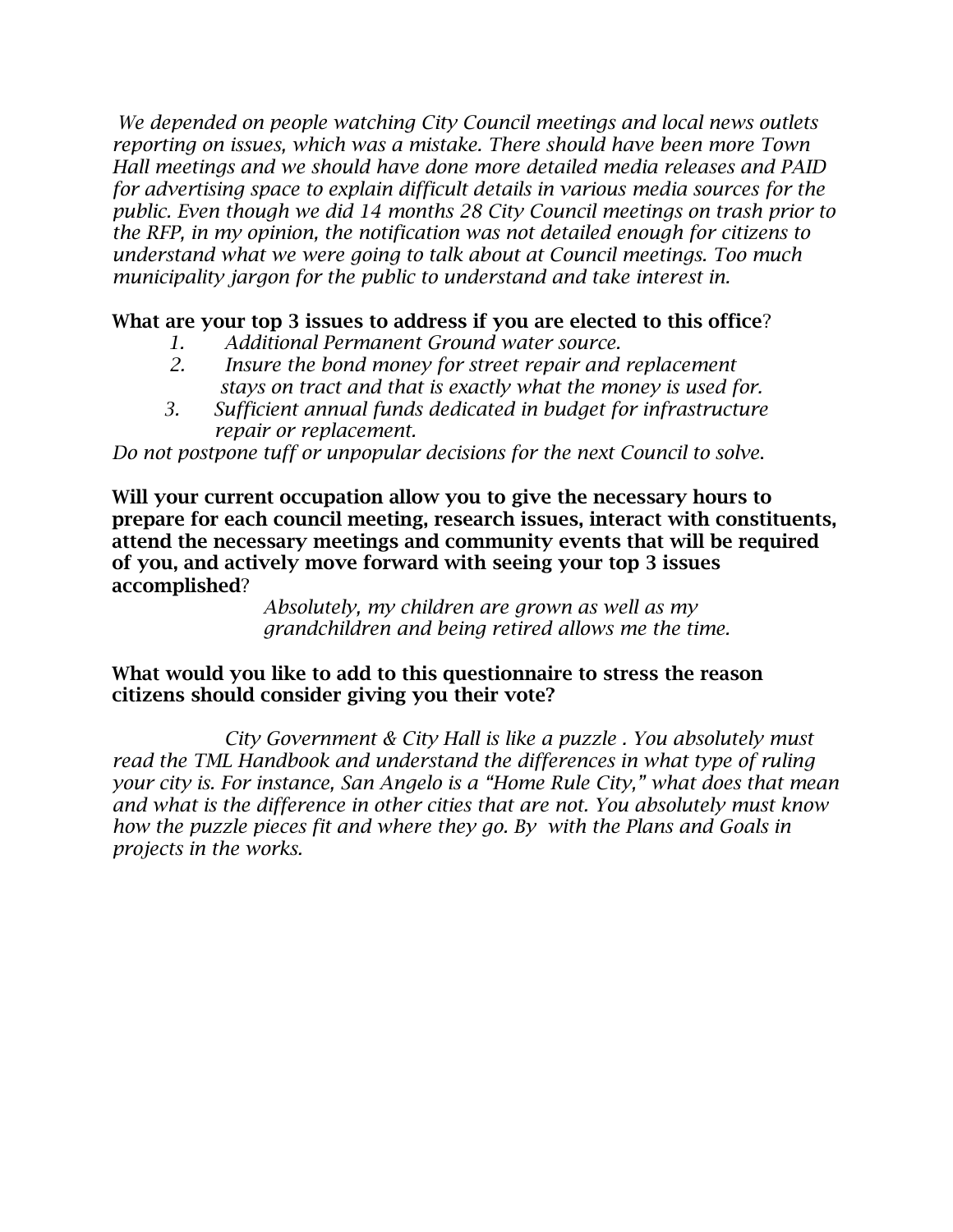*We depended on people watching City Council meetings and local news outlets reporting on issues, which was a mistake. There should have been more Town Hall meetings and we should have done more detailed media releases and PAID for advertising space to explain difficult details in various media sources for the public. Even though we did 14 months 28 City Council meetings on trash prior to the RFP, in my opinion, the notification was not detailed enough for citizens to understand what we were going to talk about at Council meetings. Too much municipality jargon for the public to understand and take interest in.*

**What are your top 3 issues to address if you are elected to this office**?

1. *Additional Permanent Ground water source.*
2. *Insure the bond money for street repair and replacement stays on tract and that is exactly what the money is used for.*
3. *Sufficient annual funds dedicated in budget for infrastructure repair or replacement.*

*Do not postpone tuff or unpopular decisions for the next Council to solve.*

**Will your current occupation allow you to give the necessary hours to prepare for each council meeting, research issues, interact with constituents, attend the necessary meetings and community events that will be required of you, and actively move forward with seeing your top 3 issues accomplished**?

*Absolutely, my children are grown as well as my grandchildren and being retired allows me the time.*

**What would you like to add to this questionnaire to stress the reason citizens should consider giving you their vote?**

*City Government & City Hall is like a puzzle . You absolutely must read the TML Handbook and understand the differences in what type of ruling your city is. For instance, San Angelo is a "Home Rule City," what does that mean and what is the difference in other cities that are not. You absolutely must know how the puzzle pieces fit and where they go. By with the Plans and Goals in projects in the works.*